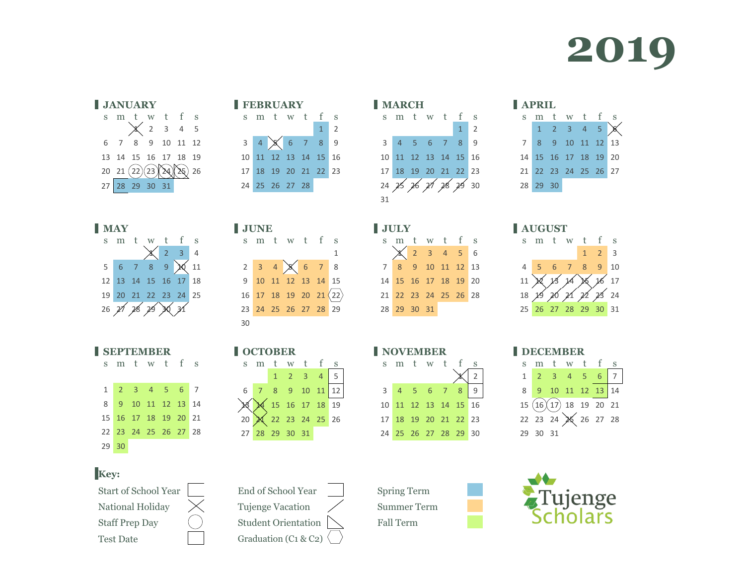# 2019

## JANUARY

| s | m | t | w | t | f | s |
|---|---|---|---|---|---|---|
| | | 1 | 2 | 3 | 4 | 5 |
| 6 | 7 | 8 | 9 | 10 | 11 | 12 |
| 13 | 14 | 15 | 16 | 17 | 18 | 19 |
| 20 | 21 | 22 | 23 | 24 | 25 | 26 |
| 27 | 28 | 29 | 30 | 31 | | |

## FEBRUARY

| s | m | t | w | t | f | s |
|---|---|---|---|---|---|---|
| | | | | | 1 | 2 |
| 3 | 4 | 5 | 6 | 7 | 8 | 9 |
| 10 | 11 | 12 | 13 | 14 | 15 | 16 |
| 17 | 18 | 19 | 20 | 21 | 22 | 23 |
| 24 | 25 | 26 | 27 | 28 | | |

## MARCH

| s | m | t | w | t | f | s |
|---|---|---|---|---|---|---|
| | | | | | 1 | 2 |
| 3 | 4 | 5 | 6 | 7 | 8 | 9 |
| 10 | 11 | 12 | 13 | 14 | 15 | 16 |
| 17 | 18 | 19 | 20 | 21 | 22 | 23 |
| 24 | 25 | 26 | 27 | 28 | 29 | 30 |
| 31 | | | | | | |

## APRIL

| s | m | t | w | t | f | s |
|---|---|---|---|---|---|---|
| | 1 | 2 | 3 | 4 | 5 | 6 |
| 7 | 8 | 9 | 10 | 11 | 12 | 13 |
| 14 | 15 | 16 | 17 | 18 | 19 | 20 |
| 21 | 22 | 23 | 24 | 25 | 26 | 27 |
| 28 | 29 | 30 | | | | |

## MAY

| s | m | t | w | t | f | s |
|---|---|---|---|---|---|---|
| | | | 1 | 2 | 3 | 4 |
| 5 | 6 | 7 | 8 | 9 | 10 | 11 |
| 12 | 13 | 14 | 15 | 16 | 17 | 18 |
| 19 | 20 | 21 | 22 | 23 | 24 | 25 |
| 26 | 27 | 28 | 29 | 30 | 31 | |

## JUNE

| s | m | t | w | t | f | s |
|---|---|---|---|---|---|---|
| | | | | | | 1 |
| 2 | 3 | 4 | 5 | 6 | 7 | 8 |
| 9 | 10 | 11 | 12 | 13 | 14 | 15 |
| 16 | 17 | 18 | 19 | 20 | 21 | 22 |
| 23 | 24 | 25 | 26 | 27 | 28 | 29 |
| 30 | | | | | | |

## JULY

| s | m | t | w | t | f | s |
|---|---|---|---|---|---|---|
| | 1 | 2 | 3 | 4 | 5 | 6 |
| 7 | 8 | 9 | 10 | 11 | 12 | 13 |
| 14 | 15 | 16 | 17 | 18 | 19 | 20 |
| 21 | 22 | 23 | 24 | 25 | 26 | 27 |
| 28 | 29 | 30 | 31 | | | |

## AUGUST

| s | m | t | w | t | f | s |
|---|---|---|---|---|---|---|
| | | | | 1 | 2 | 3 |
| 4 | 5 | 6 | 7 | 8 | 9 | 10 |
| 11 | 12 | 13 | 14 | 15 | 16 | 17 |
| 18 | 19 | 20 | 21 | 22 | 23 | 24 |
| 25 | 26 | 27 | 28 | 29 | 30 | 31 |

## SEPTEMBER

| s | m | t | w | t | f | s |
|---|---|---|---|---|---|---|
| 1 | 2 | 3 | 4 | 5 | 6 | 7 |
| 8 | 9 | 10 | 11 | 12 | 13 | 14 |
| 15 | 16 | 17 | 18 | 19 | 20 | 21 |
| 22 | 23 | 24 | 25 | 26 | 27 | 28 |
| 29 | 30 | | | | | |

## OCTOBER

| s | m | t | w | t | f | s |
|---|---|---|---|---|---|---|
| | | 1 | 2 | 3 | 4 | 5 |
| 6 | 7 | 8 | 9 | 10 | 11 | 12 |
| 13 | 14 | 15 | 16 | 17 | 18 | 19 |
| 20 | 21 | 22 | 23 | 24 | 25 | 26 |
| 27 | 28 | 29 | 30 | 31 | | |

## NOVEMBER

| s | m | t | w | t | f | s |
|---|---|---|---|---|---|---|
| | | | | | 1 | 2 |
| 3 | 4 | 5 | 6 | 7 | 8 | 9 |
| 10 | 11 | 12 | 13 | 14 | 15 | 16 |
| 17 | 18 | 19 | 20 | 21 | 22 | 23 |
| 24 | 25 | 26 | 27 | 28 | 29 | 30 |

## DECEMBER

| s | m | t | w | t | f | s |
|---|---|---|---|---|---|---|
| 1 | 2 | 3 | 4 | 5 | 6 | 7 |
| 8 | 9 | 10 | 11 | 12 | 13 | 14 |
| 15 | 16 | 17 | 18 | 19 | 20 | 21 |
| 22 | 23 | 24 | 25 | 26 | 27 | 28 |
| 29 | 30 | 31 | | | | |

## Key:

- Start of School Year
- National Holiday
- Staff Prep Day
- Test Date
- End of School Year
- Tujenge Vacation
- Student Orientation
- Graduation (C1 & C2)
- Spring Term
- Summer Term
- Fall Term

Tujenge Scholars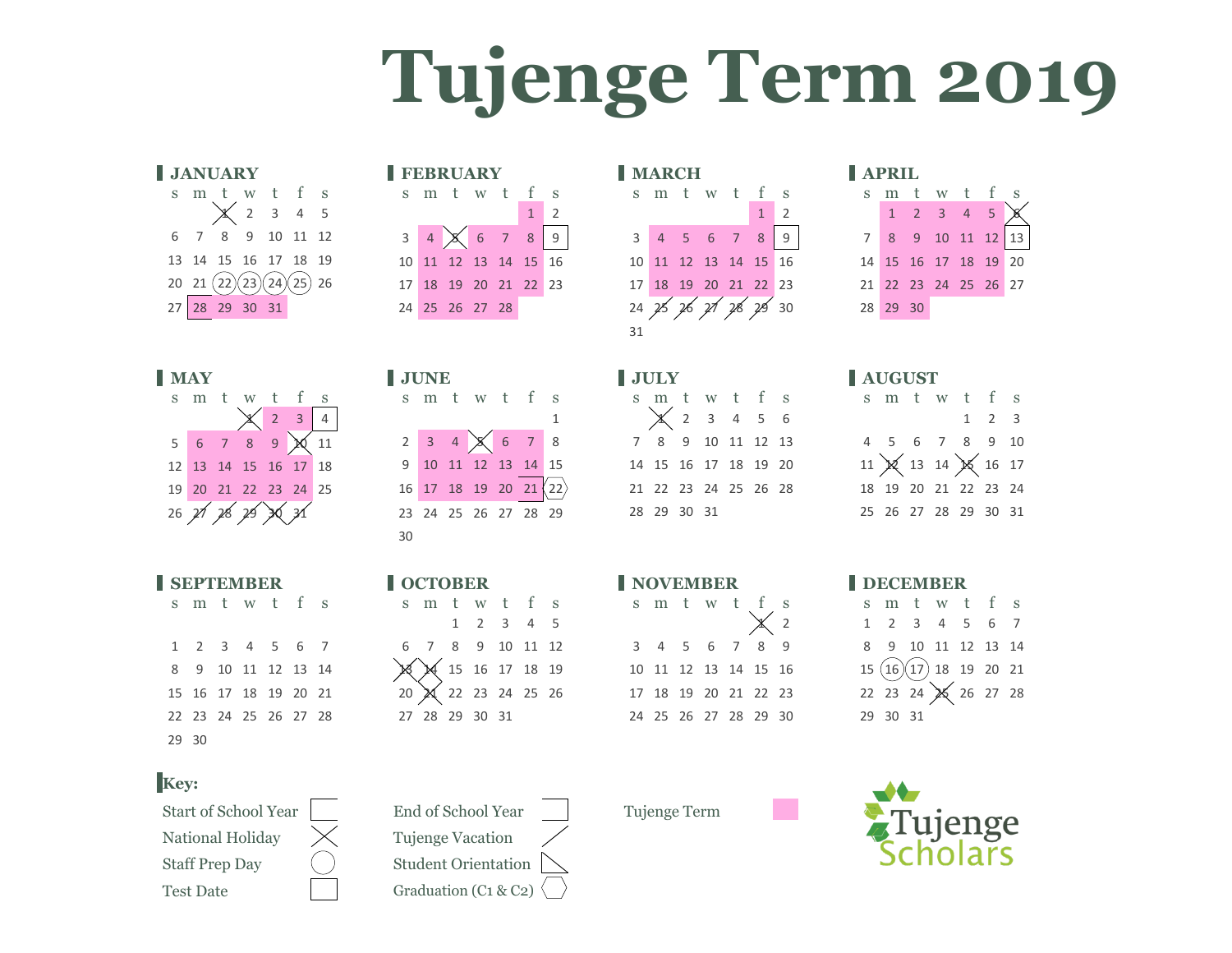# Tujenge Term 2019

## JANUARY

| s | m | t | w | t | f | s |
|---|---|---|---|---|---|---|
| | | 1 | 2 | 3 | 4 | 5 |
| 6 | 7 | 8 | 9 | 10 | 11 | 12 |
| 13 | 14 | 15 | 16 | 17 | 18 | 19 |
| 20 | 21 | 22 | 23 | 24 | 25 | 26 |
| 27 | 28 | 29 | 30 | 31 | | |

## FEBRUARY

| s | m | t | w | t | f | s |
|---|---|---|---|---|---|---|
| | | | | | 1 | 2 |
| 3 | 4 | 5 | 6 | 7 | 8 | 9 |
| 10 | 11 | 12 | 13 | 14 | 15 | 16 |
| 17 | 18 | 19 | 20 | 21 | 22 | 23 |
| 24 | 25 | 26 | 27 | 28 | | |

## MARCH

| s | m | t | w | t | f | s |
|---|---|---|---|---|---|---|
| | | | | | 1 | 2 |
| 3 | 4 | 5 | 6 | 7 | 8 | 9 |
| 10 | 11 | 12 | 13 | 14 | 15 | 16 |
| 17 | 18 | 19 | 20 | 21 | 22 | 23 |
| 24 | 25 | 26 | 27 | 28 | 29 | 30 |
| 31 | | | | | | |

## APRIL

| s | m | t | w | t | f | s |
|---|---|---|---|---|---|---|
| | 1 | 2 | 3 | 4 | 5 | 6 |
| 7 | 8 | 9 | 10 | 11 | 12 | 13 |
| 14 | 15 | 16 | 17 | 18 | 19 | 20 |
| 21 | 22 | 23 | 24 | 25 | 26 | 27 |
| 28 | 29 | 30 | | | | |

## MAY

| s | m | t | w | t | f | s |
|---|---|---|---|---|---|---|
| | | | 1 | 2 | 3 | 4 |
| 5 | 6 | 7 | 8 | 9 | 10 | 11 |
| 12 | 13 | 14 | 15 | 16 | 17 | 18 |
| 19 | 20 | 21 | 22 | 23 | 24 | 25 |
| 26 | 27 | 28 | 29 | 30 | 31 | |

## JUNE

| s | m | t | w | t | f | s |
|---|---|---|---|---|---|---|
| | | | | | | 1 |
| 2 | 3 | 4 | 5 | 6 | 7 | 8 |
| 9 | 10 | 11 | 12 | 13 | 14 | 15 |
| 16 | 17 | 18 | 19 | 20 | 21 | 22 |
| 23 | 24 | 25 | 26 | 27 | 28 | 29 |
| 30 | | | | | | |

## JULY

| s | m | t | w | t | f | s |
|---|---|---|---|---|---|---|
| | 1 | 2 | 3 | 4 | 5 | 6 |
| 7 | 8 | 9 | 10 | 11 | 12 | 13 |
| 14 | 15 | 16 | 17 | 18 | 19 | 20 |
| 21 | 22 | 23 | 24 | 25 | 26 | 27 |
| 28 | 29 | 30 | 31 | | | |

## AUGUST

| s | m | t | w | t | f | s |
|---|---|---|---|---|---|---|
| | | | | 1 | 2 | 3 |
| 4 | 5 | 6 | 7 | 8 | 9 | 10 |
| 11 | 12 | 13 | 14 | 15 | 16 | 17 |
| 18 | 19 | 20 | 21 | 22 | 23 | 24 |
| 25 | 26 | 27 | 28 | 29 | 30 | 31 |

## SEPTEMBER

| s | m | t | w | t | f | s |
|---|---|---|---|---|---|---|
| 1 | 2 | 3 | 4 | 5 | 6 | 7 |
| 8 | 9 | 10 | 11 | 12 | 13 | 14 |
| 15 | 16 | 17 | 18 | 19 | 20 | 21 |
| 22 | 23 | 24 | 25 | 26 | 27 | 28 |
| 29 | 30 | | | | | |

## OCTOBER

| s | m | t | w | t | f | s |
|---|---|---|---|---|---|---|
| | | 1 | 2 | 3 | 4 | 5 |
| 6 | 7 | 8 | 9 | 10 | 11 | 12 |
| 13 | 14 | 15 | 16 | 17 | 18 | 19 |
| 20 | 21 | 22 | 23 | 24 | 25 | 26 |
| 27 | 28 | 29 | 30 | 31 | | |

## NOVEMBER

| s | m | t | w | t | f | s |
|---|---|---|---|---|---|---|
| | | | | | 1 | 2 |
| 3 | 4 | 5 | 6 | 7 | 8 | 9 |
| 10 | 11 | 12 | 13 | 14 | 15 | 16 |
| 17 | 18 | 19 | 20 | 21 | 22 | 23 |
| 24 | 25 | 26 | 27 | 28 | 29 | 30 |

## DECEMBER

| s | m | t | w | t | f | s |
|---|---|---|---|---|---|---|
| 1 | 2 | 3 | 4 | 5 | 6 | 7 |
| 8 | 9 | 10 | 11 | 12 | 13 | 14 |
| 15 | 16 | 17 | 18 | 19 | 20 | 21 |
| 22 | 23 | 24 | 25 | 26 | 27 | 28 |
| 29 | 30 | 31 | | | | |

**Key:**

- Start of School Year
- National Holiday
- Staff Prep Day
- Test Date
- End of School Year
- Tujenge Vacation
- Student Orientation
- Graduation (C1 & C2)
- Tujenge Term

Tujenge Scholars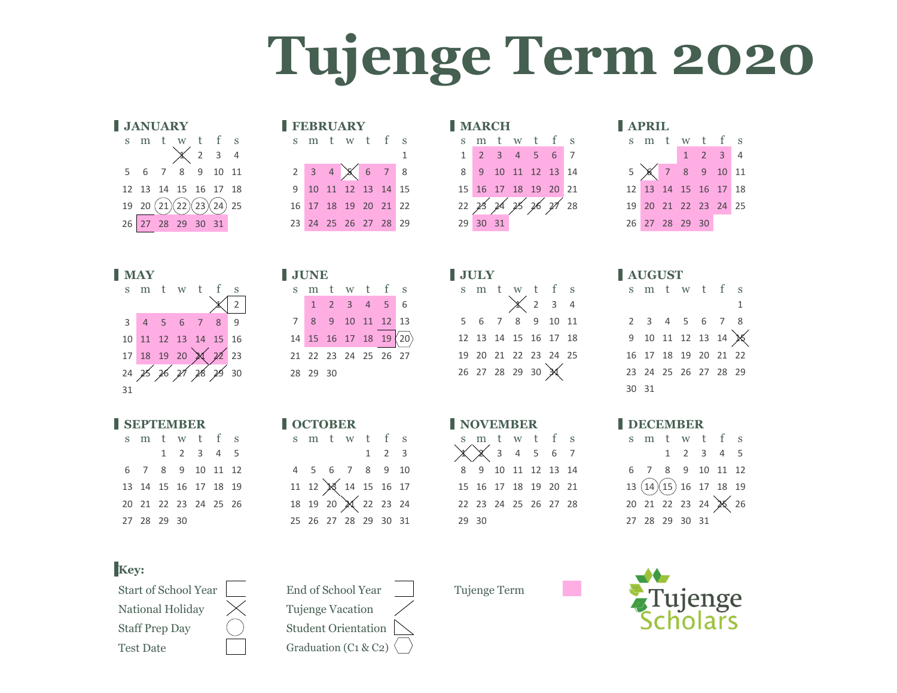# Tujenge Term 2020

## JANUARY

| s | m | t | w | t | f | s |
|---|---|---|---|---|---|---|
| | | | 1 | 2 | 3 | 4 |
| 5 | 6 | 7 | 8 | 9 | 10 | 11 |
| 12 | 13 | 14 | 15 | 16 | 17 | 18 |
| 19 | 20 | 21 | 22 | 23 | 24 | 25 |
| 26 | 27 | 28 | 29 | 30 | 31 | |

## FEBRUARY

| s | m | t | w | t | f | s |
|---|---|---|---|---|---|---|
| | | | | | | 1 |
| 2 | 3 | 4 | 5 | 6 | 7 | 8 |
| 9 | 10 | 11 | 12 | 13 | 14 | 15 |
| 16 | 17 | 18 | 19 | 20 | 21 | 22 |
| 23 | 24 | 25 | 26 | 27 | 28 | 29 |

## MARCH

| s | m | t | w | t | f | s |
|---|---|---|---|---|---|---|
| 1 | 2 | 3 | 4 | 5 | 6 | 7 |
| 8 | 9 | 10 | 11 | 12 | 13 | 14 |
| 15 | 16 | 17 | 18 | 19 | 20 | 21 |
| 22 | 23 | 24 | 25 | 26 | 27 | 28 |
| 29 | 30 | 31 | | | | |

## APRIL

| s | m | t | w | t | f | s |
|---|---|---|---|---|---|---|
| | | | 1 | 2 | 3 | 4 |
| 5 | 6 | 7 | 8 | 9 | 10 | 11 |
| 12 | 13 | 14 | 15 | 16 | 17 | 18 |
| 19 | 20 | 21 | 22 | 23 | 24 | 25 |
| 26 | 27 | 28 | 29 | 30 | | |

## MAY

| s | m | t | w | t | f | s |
|---|---|---|---|---|---|---|
| | | | | | 1 | 2 |
| 3 | 4 | 5 | 6 | 7 | 8 | 9 |
| 10 | 11 | 12 | 13 | 14 | 15 | 16 |
| 17 | 18 | 19 | 20 | 21 | 22 | 23 |
| 24 | 25 | 26 | 27 | 28 | 29 | 30 |
| 31 | | | | | | |

## JUNE

| s | m | t | w | t | f | s |
|---|---|---|---|---|---|---|
| | 1 | 2 | 3 | 4 | 5 | 6 |
| 7 | 8 | 9 | 10 | 11 | 12 | 13 |
| 14 | 15 | 16 | 17 | 18 | 19 | 20 |
| 21 | 22 | 23 | 24 | 25 | 26 | 27 |
| 28 | 29 | 30 | | | | |

## JULY

| s | m | t | w | t | f | s |
|---|---|---|---|---|---|---|
| | | | 1 | 2 | 3 | 4 |
| 5 | 6 | 7 | 8 | 9 | 10 | 11 |
| 12 | 13 | 14 | 15 | 16 | 17 | 18 |
| 19 | 20 | 21 | 22 | 23 | 24 | 25 |
| 26 | 27 | 28 | 29 | 30 | 31 | |

## AUGUST

| s | m | t | w | t | f | s |
|---|---|---|---|---|---|---|
| | | | | | | 1 |
| 2 | 3 | 4 | 5 | 6 | 7 | 8 |
| 9 | 10 | 11 | 12 | 13 | 14 | 15 |
| 16 | 17 | 18 | 19 | 20 | 21 | 22 |
| 23 | 24 | 25 | 26 | 27 | 28 | 29 |
| 30 | 31 | | | | | |

## SEPTEMBER

| s | m | t | w | t | f | s |
|---|---|---|---|---|---|---|
| | | 1 | 2 | 3 | 4 | 5 |
| 6 | 7 | 8 | 9 | 10 | 11 | 12 |
| 13 | 14 | 15 | 16 | 17 | 18 | 19 |
| 20 | 21 | 22 | 23 | 24 | 25 | 26 |
| 27 | 28 | 29 | 30 | | | |

## OCTOBER

| s | m | t | w | t | f | s |
|---|---|---|---|---|---|---|
| | | | | 1 | 2 | 3 |
| 4 | 5 | 6 | 7 | 8 | 9 | 10 |
| 11 | 12 | 13 | 14 | 15 | 16 | 17 |
| 18 | 19 | 20 | 21 | 22 | 23 | 24 |
| 25 | 26 | 27 | 28 | 29 | 30 | 31 |

## NOVEMBER

| s | m | t | w | t | f | s |
|---|---|---|---|---|---|---|
| 1 | 2 | 3 | 4 | 5 | 6 | 7 |
| 8 | 9 | 10 | 11 | 12 | 13 | 14 |
| 15 | 16 | 17 | 18 | 19 | 20 | 21 |
| 22 | 23 | 24 | 25 | 26 | 27 | 28 |
| 29 | 30 | | | | | |

## DECEMBER

| s | m | t | w | t | f | s |
|---|---|---|---|---|---|---|
| | | 1 | 2 | 3 | 4 | 5 |
| 6 | 7 | 8 | 9 | 10 | 11 | 12 |
| 13 | 14 | 15 | 16 | 17 | 18 | 19 |
| 20 | 21 | 22 | 23 | 24 | 25 | 26 |
| 27 | 28 | 29 | 30 | 31 | | |

**Key:**

- Start of School Year
- National Holiday
- Staff Prep Day
- Test Date
- End of School Year
- Tujenge Vacation
- Student Orientation
- Graduation (C1 & C2)
- Tujenge Term

Tujenge Scholars